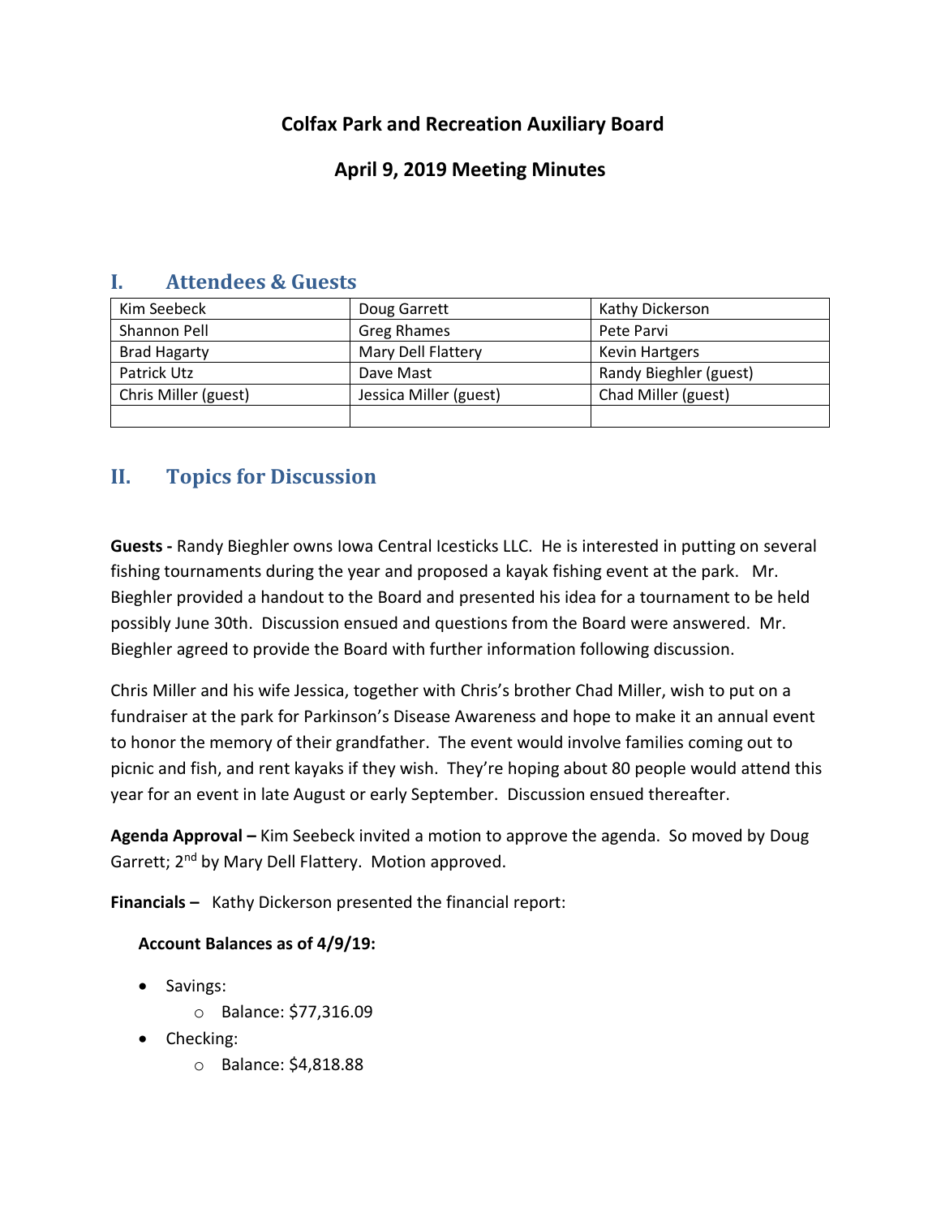# Colfax Park and Recreation Auxiliary Board

## April 9, 2019 Meeting Minutes

## I. Attendees & Guests

| | | |
|---|---|---|
| Kim Seebeck | Doug Garrett | Kathy Dickerson |
| Shannon Pell | Greg Rhames | Pete Parvi |
| Brad Hagarty | Mary Dell Flattery | Kevin Hartgers |
| Patrick Utz | Dave Mast | Randy Bieghler (guest) |
| Chris Miller (guest) | Jessica Miller (guest) | Chad Miller (guest) |
| | | |

## II. Topics for Discussion

**Guests -** Randy Bieghler owns Iowa Central Icesticks LLC. He is interested in putting on several fishing tournaments during the year and proposed a kayak fishing event at the park. Mr. Bieghler provided a handout to the Board and presented his idea for a tournament to be held possibly June 30th. Discussion ensued and questions from the Board were answered. Mr. Bieghler agreed to provide the Board with further information following discussion.

Chris Miller and his wife Jessica, together with Chris's brother Chad Miller, wish to put on a fundraiser at the park for Parkinson's Disease Awareness and hope to make it an annual event to honor the memory of their grandfather. The event would involve families coming out to picnic and fish, and rent kayaks if they wish. They're hoping about 80 people would attend this year for an event in late August or early September. Discussion ensued thereafter.

**Agenda Approval –** Kim Seebeck invited a motion to approve the agenda. So moved by Doug Garrett; 2nd by Mary Dell Flattery. Motion approved.

**Financials –** Kathy Dickerson presented the financial report:

**Account Balances as of 4/9/19:**

- Savings:
  - Balance: $77,316.09
- Checking:
  - Balance: $4,818.88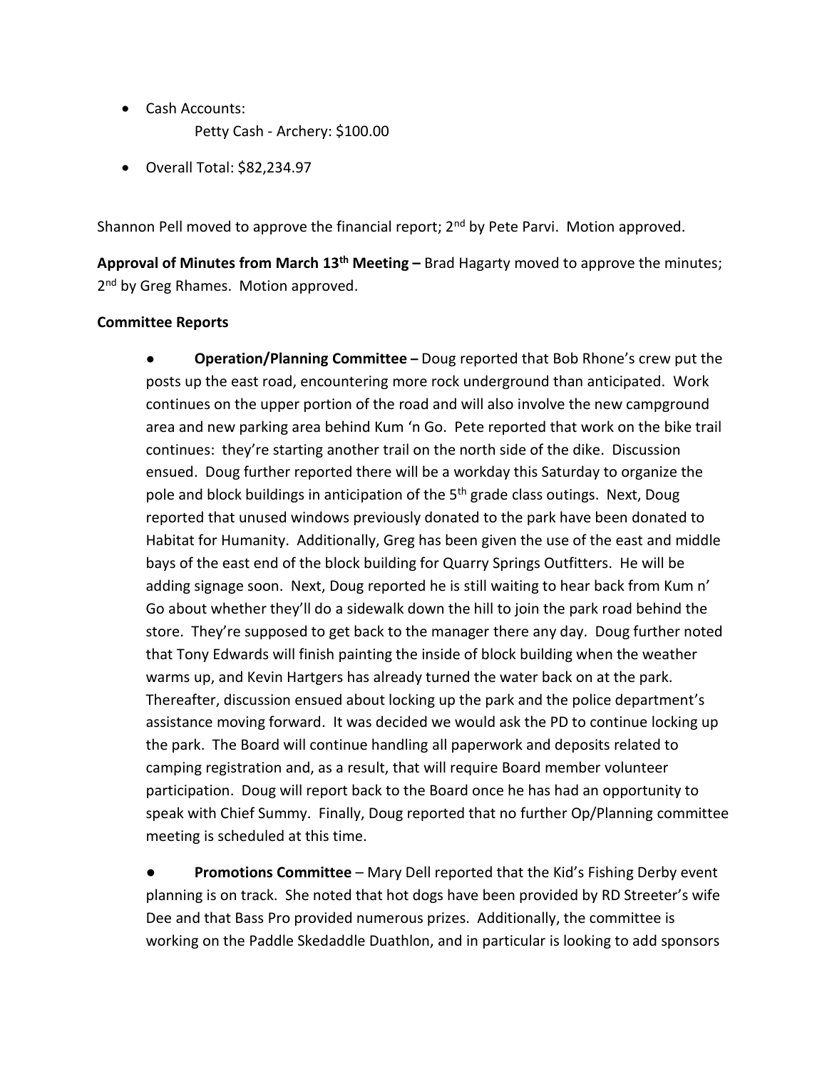- Cash Accounts:
  Petty Cash - Archery: $100.00

- Overall Total: $82,234.97

Shannon Pell moved to approve the financial report; 2nd by Pete Parvi. Motion approved.

**Approval of Minutes from March 13th Meeting –** Brad Hagarty moved to approve the minutes; 2nd by Greg Rhames. Motion approved.

**Committee Reports**

- **Operation/Planning Committee –** Doug reported that Bob Rhone's crew put the posts up the east road, encountering more rock underground than anticipated. Work continues on the upper portion of the road and will also involve the new campground area and new parking area behind Kum 'n Go. Pete reported that work on the bike trail continues: they're starting another trail on the north side of the dike. Discussion ensued. Doug further reported there will be a workday this Saturday to organize the pole and block buildings in anticipation of the 5th grade class outings. Next, Doug reported that unused windows previously donated to the park have been donated to Habitat for Humanity. Additionally, Greg has been given the use of the east and middle bays of the east end of the block building for Quarry Springs Outfitters. He will be adding signage soon. Next, Doug reported he is still waiting to hear back from Kum n' Go about whether they'll do a sidewalk down the hill to join the park road behind the store. They're supposed to get back to the manager there any day. Doug further noted that Tony Edwards will finish painting the inside of block building when the weather warms up, and Kevin Hartgers has already turned the water back on at the park. Thereafter, discussion ensued about locking up the park and the police department's assistance moving forward. It was decided we would ask the PD to continue locking up the park. The Board will continue handling all paperwork and deposits related to camping registration and, as a result, that will require Board member volunteer participation. Doug will report back to the Board once he has had an opportunity to speak with Chief Summy. Finally, Doug reported that no further Op/Planning committee meeting is scheduled at this time.

- **Promotions Committee** – Mary Dell reported that the Kid's Fishing Derby event planning is on track. She noted that hot dogs have been provided by RD Streeter's wife Dee and that Bass Pro provided numerous prizes. Additionally, the committee is working on the Paddle Skedaddle Duathlon, and in particular is looking to add sponsors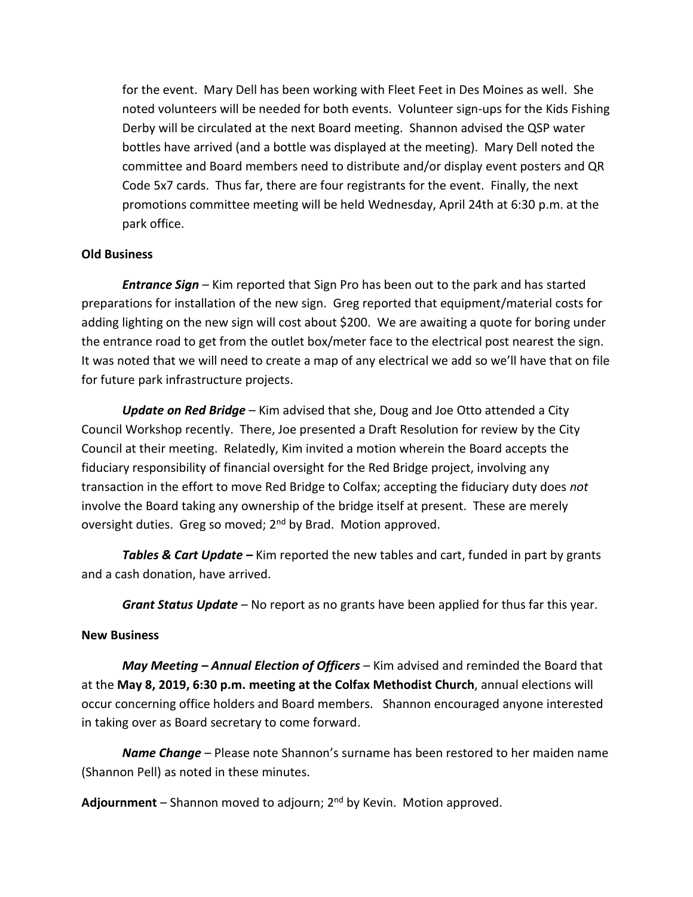for the event. Mary Dell has been working with Fleet Feet in Des Moines as well. She noted volunteers will be needed for both events. Volunteer sign-ups for the Kids Fishing Derby will be circulated at the next Board meeting. Shannon advised the QSP water bottles have arrived (and a bottle was displayed at the meeting). Mary Dell noted the committee and Board members need to distribute and/or display event posters and QR Code 5x7 cards. Thus far, there are four registrants for the event. Finally, the next promotions committee meeting will be held Wednesday, April 24th at 6:30 p.m. at the park office.

**Old Business**

***Entrance Sign*** – Kim reported that Sign Pro has been out to the park and has started preparations for installation of the new sign. Greg reported that equipment/material costs for adding lighting on the new sign will cost about $200. We are awaiting a quote for boring under the entrance road to get from the outlet box/meter face to the electrical post nearest the sign. It was noted that we will need to create a map of any electrical we add so we'll have that on file for future park infrastructure projects.

***Update on Red Bridge*** – Kim advised that she, Doug and Joe Otto attended a City Council Workshop recently. There, Joe presented a Draft Resolution for review by the City Council at their meeting. Relatedly, Kim invited a motion wherein the Board accepts the fiduciary responsibility of financial oversight for the Red Bridge project, involving any transaction in the effort to move Red Bridge to Colfax; accepting the fiduciary duty does *not* involve the Board taking any ownership of the bridge itself at present. These are merely oversight duties. Greg so moved; 2nd by Brad. Motion approved.

***Tables & Cart Update*** – Kim reported the new tables and cart, funded in part by grants and a cash donation, have arrived.

***Grant Status Update*** – No report as no grants have been applied for thus far this year.

**New Business**

***May Meeting – Annual Election of Officers*** – Kim advised and reminded the Board that at the **May 8, 2019, 6:30 p.m. meeting at the Colfax Methodist Church**, annual elections will occur concerning office holders and Board members. Shannon encouraged anyone interested in taking over as Board secretary to come forward.

***Name Change*** – Please note Shannon's surname has been restored to her maiden name (Shannon Pell) as noted in these minutes.

**Adjournment** – Shannon moved to adjourn; 2nd by Kevin. Motion approved.